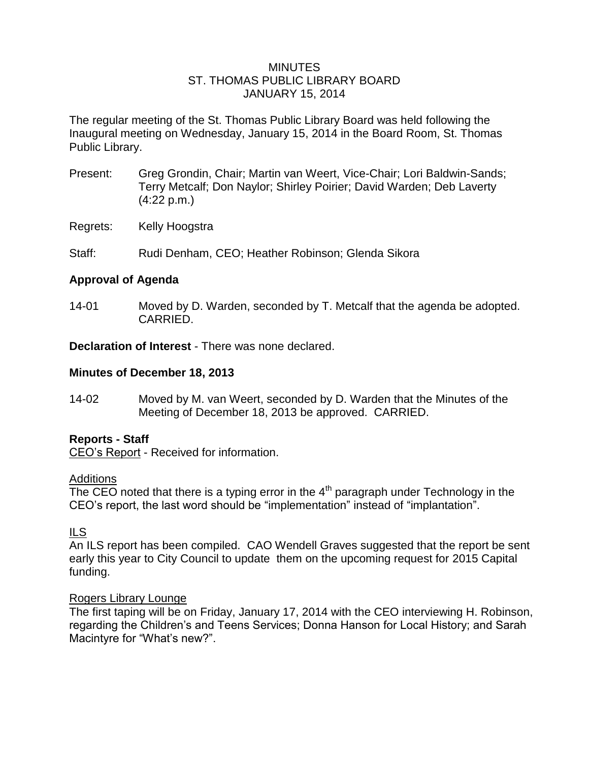# MINUTES
## ST. THOMAS PUBLIC LIBRARY BOARD
## JANUARY 15, 2014

The regular meeting of the St. Thomas Public Library Board was held following the Inaugural meeting on Wednesday, January 15, 2014 in the Board Room, St. Thomas Public Library.

Present: Greg Grondin, Chair; Martin van Weert, Vice-Chair; Lori Baldwin-Sands; Terry Metcalf; Don Naylor; Shirley Poirier; David Warden; Deb Laverty (4:22 p.m.)

Regrets: Kelly Hoogstra

Staff: Rudi Denham, CEO; Heather Robinson; Glenda Sikora

**Approval of Agenda**

14-01 Moved by D. Warden, seconded by T. Metcalf that the agenda be adopted. CARRIED.

**Declaration of Interest** - There was none declared.

**Minutes of December 18, 2013**

14-02 Moved by M. van Weert, seconded by D. Warden that the Minutes of the Meeting of December 18, 2013 be approved. CARRIED.

**Reports - Staff**

<u>CEO's Report</u> - Received for information.

<u>Additions</u>

The CEO noted that there is a typing error in the 4th paragraph under Technology in the CEO's report, the last word should be "implementation" instead of "implantation".

<u>ILS</u>

An ILS report has been compiled. CAO Wendell Graves suggested that the report be sent early this year to City Council to update them on the upcoming request for 2015 Capital funding.

<u>Rogers Library Lounge</u>

The first taping will be on Friday, January 17, 2014 with the CEO interviewing H. Robinson, regarding the Children's and Teens Services; Donna Hanson for Local History; and Sarah Macintyre for "What's new?".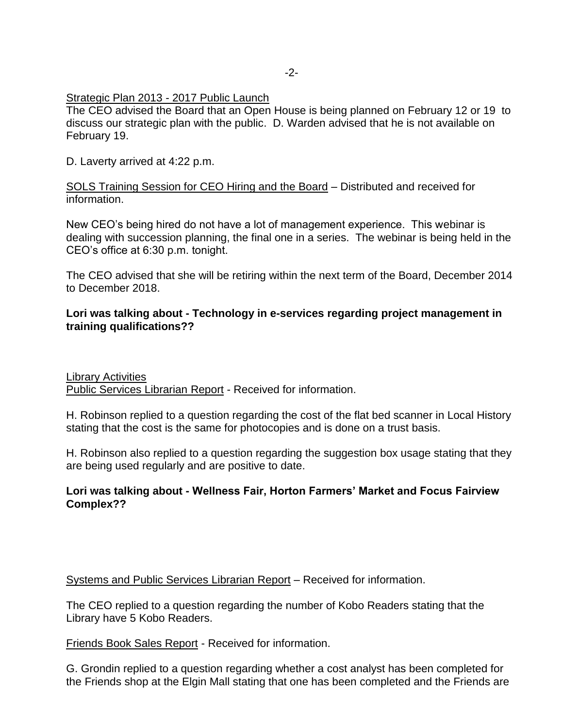Strategic Plan 2013 - 2017 Public Launch
The CEO advised the Board that an Open House is being planned on February 12 or 19 to discuss our strategic plan with the public. D. Warden advised that he is not available on February 19.

D. Laverty arrived at 4:22 p.m.

SOLS Training Session for CEO Hiring and the Board – Distributed and received for information.

New CEO's being hired do not have a lot of management experience. This webinar is dealing with succession planning, the final one in a series. The webinar is being held in the CEO's office at 6:30 p.m. tonight.

The CEO advised that she will be retiring within the next term of the Board, December 2014 to December 2018.

**Lori was talking about - Technology in e-services regarding project management in training qualifications??**

Library Activities
Public Services Librarian Report - Received for information.

H. Robinson replied to a question regarding the cost of the flat bed scanner in Local History stating that the cost is the same for photocopies and is done on a trust basis.

H. Robinson also replied to a question regarding the suggestion box usage stating that they are being used regularly and are positive to date.

**Lori was talking about - Wellness Fair, Horton Farmers' Market and Focus Fairview Complex??**

Systems and Public Services Librarian Report – Received for information.

The CEO replied to a question regarding the number of Kobo Readers stating that the Library have 5 Kobo Readers.

Friends Book Sales Report - Received for information.

G. Grondin replied to a question regarding whether a cost analyst has been completed for the Friends shop at the Elgin Mall stating that one has been completed and the Friends are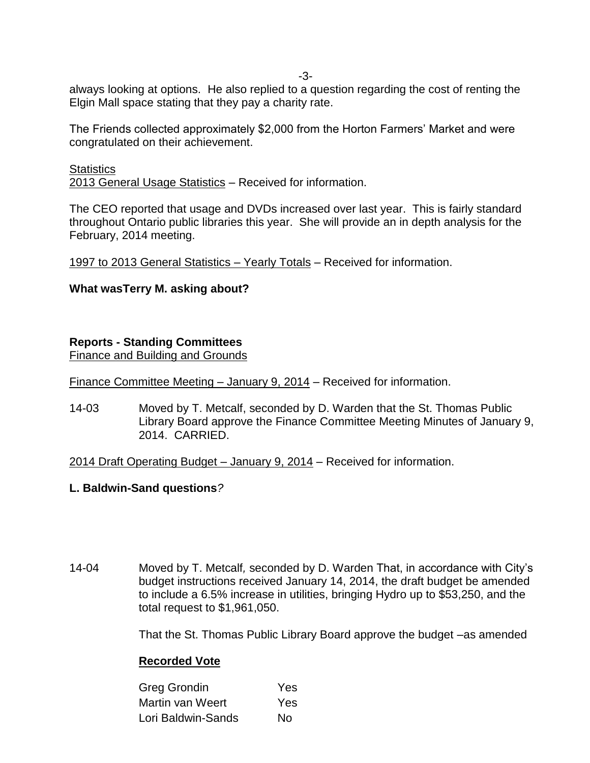always looking at options. He also replied to a question regarding the cost of renting the Elgin Mall space stating that they pay a charity rate.

The Friends collected approximately $2,000 from the Horton Farmers' Market and were congratulated on their achievement.

Statistics

2013 General Usage Statistics – Received for information.

The CEO reported that usage and DVDs increased over last year. This is fairly standard throughout Ontario public libraries this year. She will provide an in depth analysis for the February, 2014 meeting.

1997 to 2013 General Statistics – Yearly Totals – Received for information.

**What wasTerry M. asking about?**

**Reports - Standing Committees**

Finance and Building and Grounds

Finance Committee Meeting – January 9, 2014 – Received for information.

14-03 Moved by T. Metcalf, seconded by D. Warden that the St. Thomas Public Library Board approve the Finance Committee Meeting Minutes of January 9, 2014. CARRIED.

2014 Draft Operating Budget – January 9, 2014 – Received for information.

**L. Baldwin-Sand questions***?*

14-04 Moved by T. Metcalf*,* seconded by D. Warden That, in accordance with City's budget instructions received January 14, 2014, the draft budget be amended to include a 6.5% increase in utilities, bringing Hydro up to $53,250, and the total request to $1,961,050.

That the St. Thomas Public Library Board approve the budget –as amended

**Recorded Vote**

| | |
|---|---|
| Greg Grondin | Yes |
| Martin van Weert | Yes |
| Lori Baldwin-Sands | No |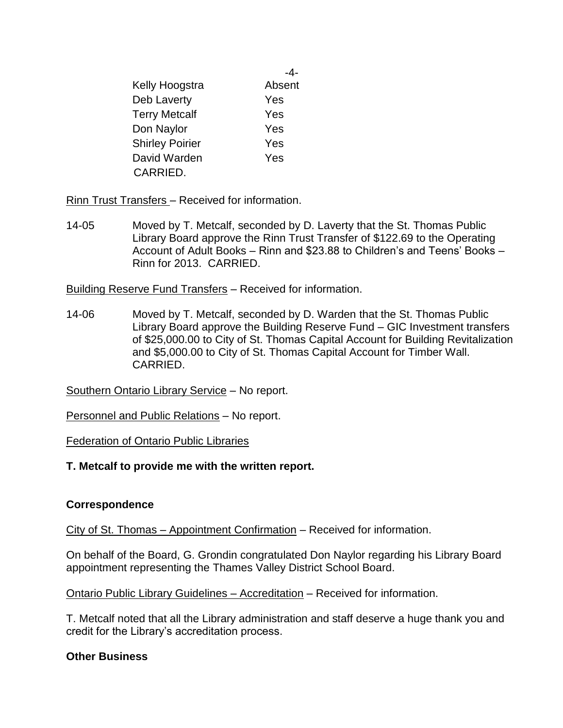| | |
|---|---|
| Kelly Hoogstra | Absent |
| Deb Laverty | Yes |
| Terry Metcalf | Yes |
| Don Naylor | Yes |
| Shirley Poirier | Yes |
| David Warden | Yes |

CARRIED.

Rinn Trust Transfers – Received for information.

14-05 Moved by T. Metcalf, seconded by D. Laverty that the St. Thomas Public Library Board approve the Rinn Trust Transfer of $122.69 to the Operating Account of Adult Books – Rinn and $23.88 to Children's and Teens' Books – Rinn for 2013. CARRIED.

Building Reserve Fund Transfers – Received for information.

14-06 Moved by T. Metcalf, seconded by D. Warden that the St. Thomas Public Library Board approve the Building Reserve Fund – GIC Investment transfers of $25,000.00 to City of St. Thomas Capital Account for Building Revitalization and $5,000.00 to City of St. Thomas Capital Account for Timber Wall. CARRIED.

Southern Ontario Library Service – No report.

Personnel and Public Relations – No report.

Federation of Ontario Public Libraries

**T. Metcalf to provide me with the written report.**

**Correspondence**

City of St. Thomas – Appointment Confirmation – Received for information.

On behalf of the Board, G. Grondin congratulated Don Naylor regarding his Library Board appointment representing the Thames Valley District School Board.

Ontario Public Library Guidelines – Accreditation – Received for information.

T. Metcalf noted that all the Library administration and staff deserve a huge thank you and credit for the Library's accreditation process.

**Other Business**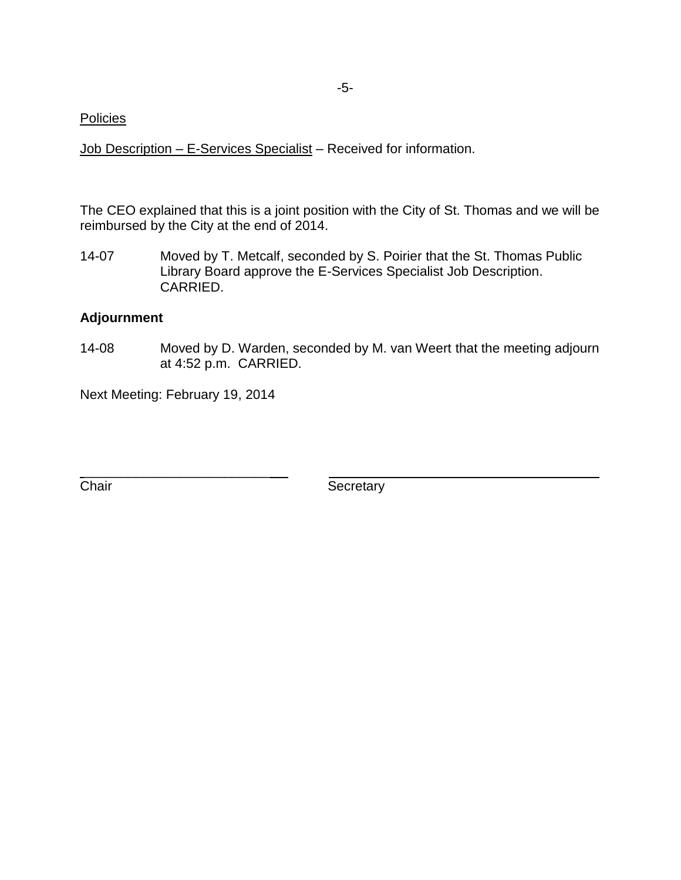Policies

Job Description – E-Services Specialist – Received for information.

The CEO explained that this is a joint position with the City of St. Thomas and we will be reimbursed by the City at the end of 2014.

14-07 Moved by T. Metcalf, seconded by S. Poirier that the St. Thomas Public Library Board approve the E-Services Specialist Job Description. CARRIED.

**Adjournment**

14-08 Moved by D. Warden, seconded by M. van Weert that the meeting adjourn at 4:52 p.m. CARRIED.

Next Meeting: February 19, 2014

\_\_\_\_\_\_\_\_\_\_\_\_\_\_\_\_\_\_\_\_\_\_\_\_\_\_\_\_ \_\_\_\_\_\_\_\_\_\_\_\_\_\_\_\_\_\_\_\_\_\_\_\_\_\_\_\_\_\_\_\_\_\_\_\_

Chair Secretary